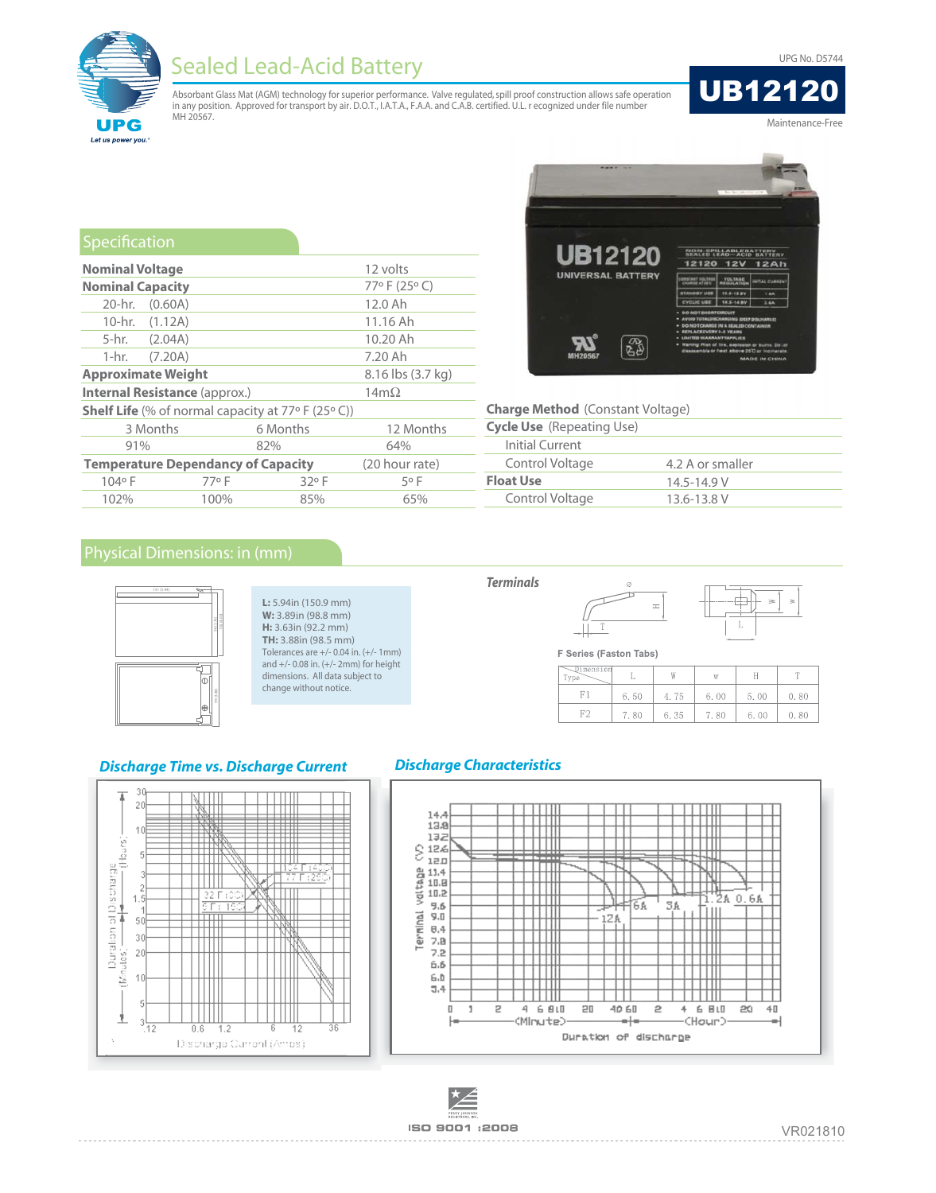# Sealed Lead-Acid Battery

UPG No. D5744

## UB12120

Absorbant Glass Mat (AGM) technology for superior performance. Valve regulated, spill proof construction allows safe operation in any position. Approved for transport by air. D.O.T., I.A.T.A., F.A.A. and C.A.B. certified. U.L. r ecognized under file number MH 20567.

Maintenance-Free

## Specification

| | |
|---|---|
| **Nominal Voltage** | 12 volts |
| **Nominal Capacity** | 77° F (25° C) |
| 20-hr. (0.60A) | 12.0 Ah |
| 10-hr. (1.12A) | 11.16 Ah |
| 5-hr. (2.04A) | 10.20 Ah |
| 1-hr. (7.20A) | 7.20 Ah |
| **Approximate Weight** | 8.16 lbs (3.7 kg) |
| **Internal Resistance** (approx.) | 14mΩ |

**Shelf Life** (% of normal capacity at 77° F (25° C))

| 3 Months | 6 Months | 12 Months |
|---|---|---|
| 91% | 82% | 64% |

**Temperature Dependancy of Capacity** (20 hour rate)

| 104° F | 77° F | 32° F | 5° F |
|---|---|---|---|
| 102% | 100% | 85% | 65% |

| **Charge Method** (Constant Voltage) | |
|---|---|
| **Cycle Use** (Repeating Use) | |
| Initial Current | |
| Control Voltage | 4.2 A or smaller |
| **Float Use** | 14.5-14.9 V |
| Control Voltage | 13.6-13.8 V |

## Physical Dimensions: in (mm)

**L:** 5.94in (150.9 mm)
**W:** 3.89in (98.8 mm)
**H:** 3.63in (92.2 mm)
**TH:** 3.88in (98.5 mm)
Tolerances are +/- 0.04 in. (+/- 1mm) and +/- 0.08 in. (+/- 2mm) for height dimensions. All data subject to change without notice.

### Terminals

F Series (Faston Tabs)

| Dimension / Type | L | W | w | H | T |
|---|---|---|---|---|---|
| F1 | 6.50 | 4.75 | 6.00 | 5.00 | 0.80 |
| F2 | 7.80 | 6.35 | 7.80 | 6.00 | 0.80 |

### Discharge Time vs. Discharge Current

### Discharge Characteristics

ISO 9001 :2008

VR021810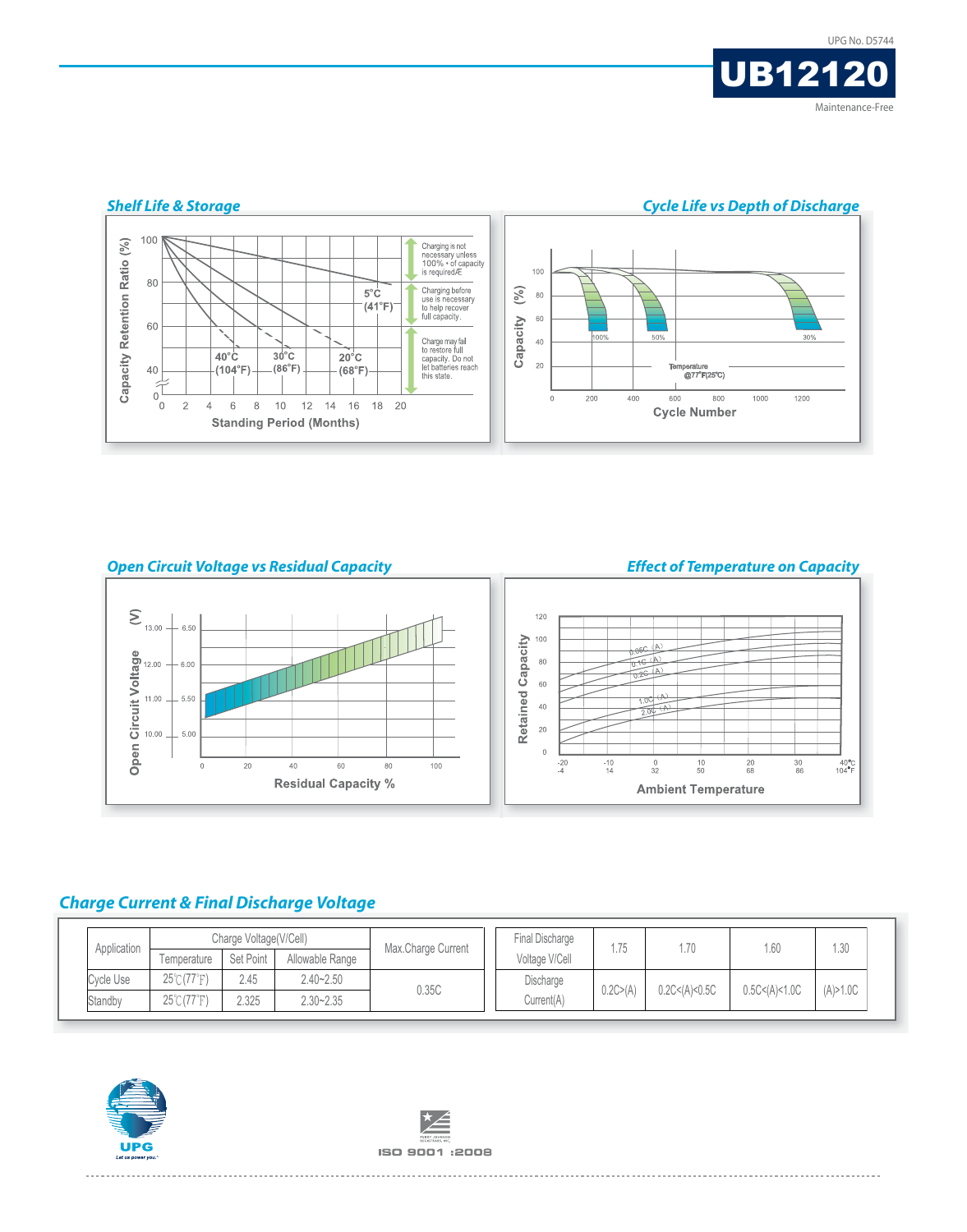UPG No. D5744

# UB12120

Maintenance-Free

## Shelf Life & Storage

Capacity Retention Ratio (%)

100
80
60
40
0

0 2 4 6 8 10 12 14 16 18 20

Standing Period (Months)

5°C (41°F)
40°C (104°F)
30°C (86°F)
20°C (68°F)

Charging is not necessary unless 100% • of capacity is requiredÆ

Charging before use is necessary to help recover full capacity.

Charge may fail to restore full capacity. Do not let batteries reach this state.

## Cycle Life vs Depth of Discharge

Capacity (%)

100
80
60
40
20

0 200 400 600 800 1000 1200

Cycle Number

100%
50%
30%

Temperature @77°F(25°C)

## Open Circuit Voltage vs Residual Capacity

Open Circuit Voltage (V)

13.00 6.50
12.00 6.00
11.00 5.50
10.00 5.00

0 20 40 60 80 100

Residual Capacity %

## Effect of Temperature on Capacity

Retained Capacity

120
100
80
60
40
20
0

-20 -10 0 10 20 30 40°C
-4 14 32 50 68 86 104°F

Ambient Temperature

0.05C (A)
0.1C (A)
0.2C (A)
1.0C (A)
2.0C (A)

## Charge Current & Final Discharge Voltage

| Application | Charge Voltage(V/Cell) | | | Max.Charge Current |
|---|---|---|---|---|
| | Temperature | Set Point | Allowable Range | |
| Cycle Use | 25℃(77℉) | 2.45 | 2.40~2.50 | 0.35C |
| Standby | 25℃(77℉) | 2.325 | 2.30~2.35 | |

| Final Discharge Voltage V/Cell | 1.75 | 1.70 | 1.60 | 1.30 |
|---|---|---|---|---|
| Discharge Current(A) | 0.2C>(A) | 0.2C<(A)<0.5C | 0.5C<(A)<1.0C | (A)>1.0C |

UPG
Let us power you.

ISO 9001 :2008